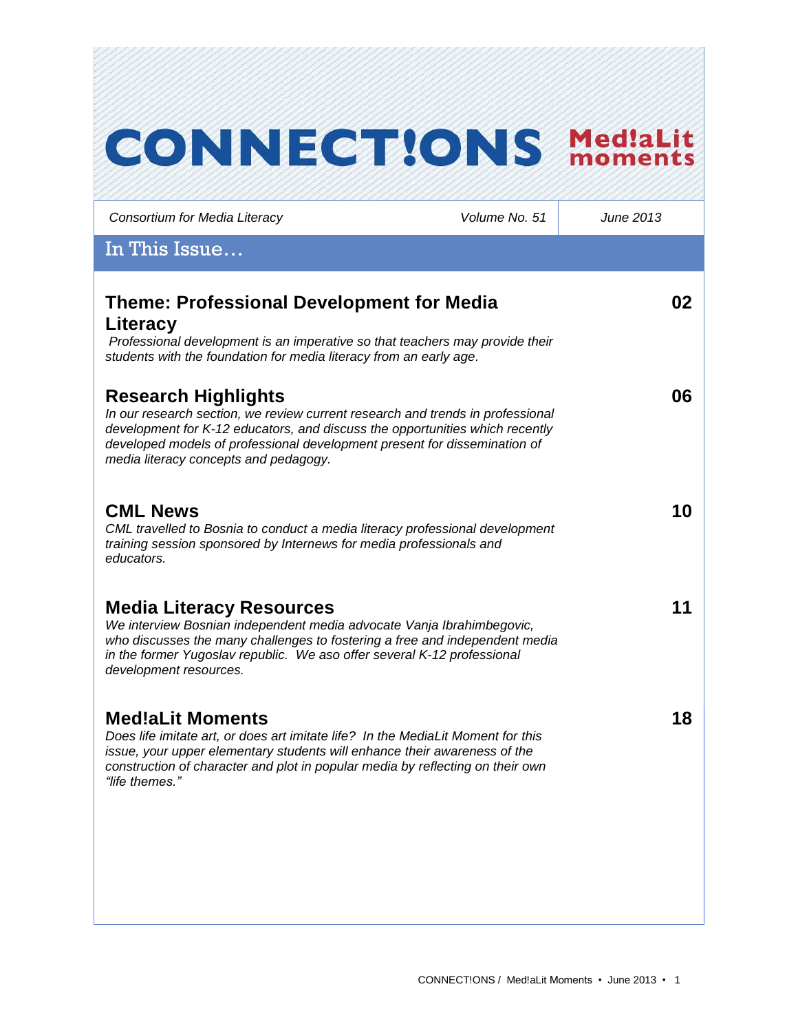# CONNECT!ONS Med!aLit moments

*Consortium for Media Literacy* | *Volume No. 51* | *June 2013*

## In This Issue…

### Theme: Professional Development for Media Literacy — 02

*Professional development is an imperative so that teachers may provide their students with the foundation for media literacy from an early age.*

### Research Highlights — 06

*In our research section, we review current research and trends in professional development for K-12 educators, and discuss the opportunities which recently developed models of professional development present for dissemination of media literacy concepts and pedagogy.*

### CML News — 10

*CML travelled to Bosnia to conduct a media literacy professional development training session sponsored by Internews for media professionals and educators.*

### Media Literacy Resources — 11

*We interview Bosnian independent media advocate Vanja Ibrahimbegovic, who discusses the many challenges to fostering a free and independent media in the former Yugoslav republic. We aso offer several K-12 professional development resources.*

### Med!aLit Moments — 18

*Does life imitate art, or does art imitate life? In the MediaLit Moment for this issue, your upper elementary students will enhance their awareness of the construction of character and plot in popular media by reflecting on their own "life themes."*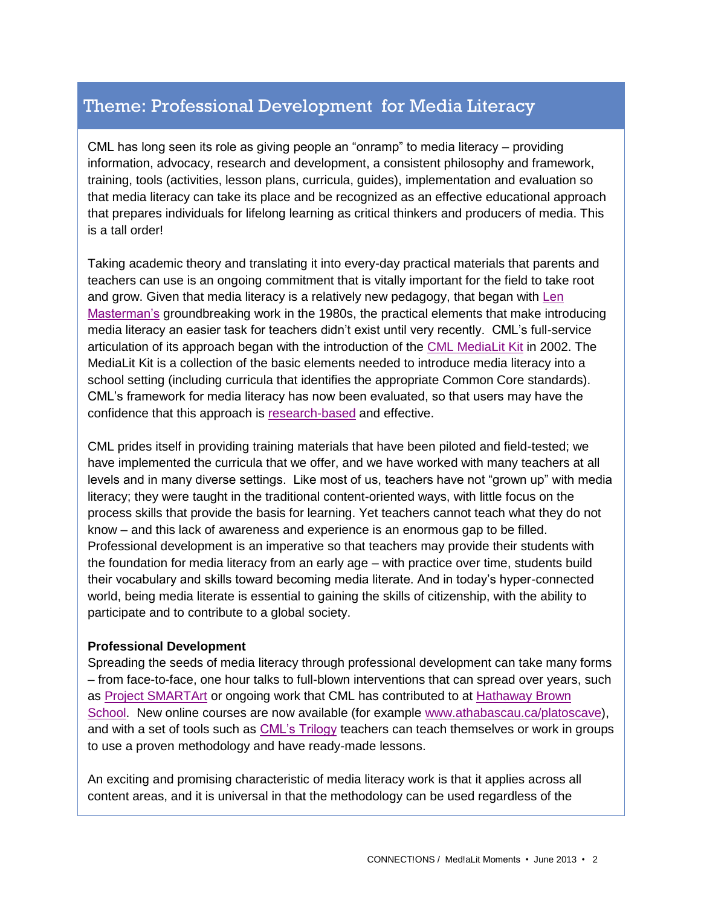## Theme: Professional Development for Media Literacy

CML has long seen its role as giving people an "onramp" to media literacy – providing information, advocacy, research and development, a consistent philosophy and framework, training, tools (activities, lesson plans, curricula, guides), implementation and evaluation so that media literacy can take its place and be recognized as an effective educational approach that prepares individuals for lifelong learning as critical thinkers and producers of media. This is a tall order!

Taking academic theory and translating it into every-day practical materials that parents and teachers can use is an ongoing commitment that is vitally important for the field to take root and grow. Given that media literacy is a relatively new pedagogy, that began with Len Masterman's groundbreaking work in the 1980s, the practical elements that make introducing media literacy an easier task for teachers didn't exist until very recently. CML's full-service articulation of its approach began with the introduction of the CML MediaLit Kit in 2002. The MediaLit Kit is a collection of the basic elements needed to introduce media literacy into a school setting (including curricula that identifies the appropriate Common Core standards). CML's framework for media literacy has now been evaluated, so that users may have the confidence that this approach is research-based and effective.

CML prides itself in providing training materials that have been piloted and field-tested; we have implemented the curricula that we offer, and we have worked with many teachers at all levels and in many diverse settings. Like most of us, teachers have not "grown up" with media literacy; they were taught in the traditional content-oriented ways, with little focus on the process skills that provide the basis for learning. Yet teachers cannot teach what they do not know – and this lack of awareness and experience is an enormous gap to be filled. Professional development is an imperative so that teachers may provide their students with the foundation for media literacy from an early age – with practice over time, students build their vocabulary and skills toward becoming media literate. And in today's hyper-connected world, being media literate is essential to gaining the skills of citizenship, with the ability to participate and to contribute to a global society.

**Professional Development**

Spreading the seeds of media literacy through professional development can take many forms – from face-to-face, one hour talks to full-blown interventions that can spread over years, such as Project SMARTArt or ongoing work that CML has contributed to at Hathaway Brown School. New online courses are now available (for example www.athabascau.ca/platoscave), and with a set of tools such as CML's Trilogy teachers can teach themselves or work in groups to use a proven methodology and have ready-made lessons.

An exciting and promising characteristic of media literacy work is that it applies across all content areas, and it is universal in that the methodology can be used regardless of the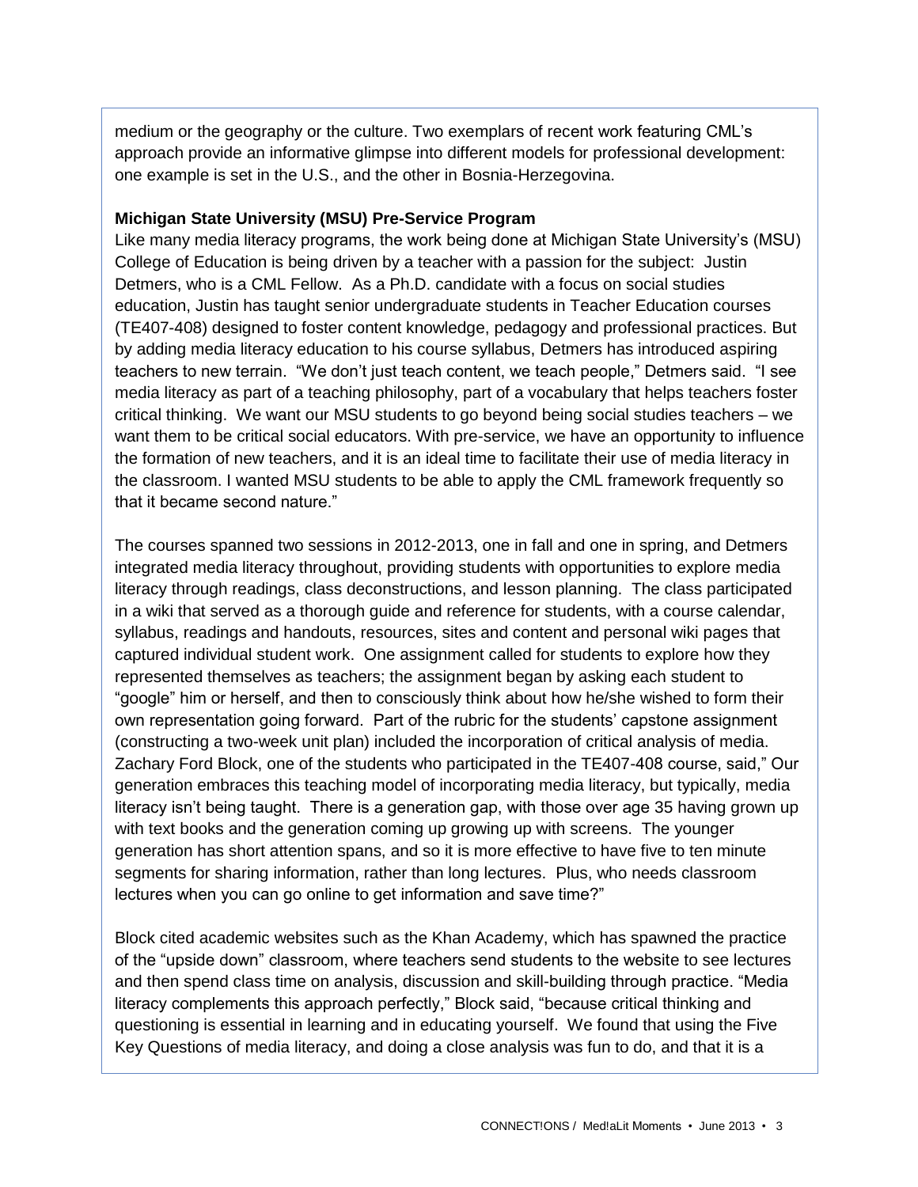medium or the geography or the culture. Two exemplars of recent work featuring CML's approach provide an informative glimpse into different models for professional development: one example is set in the U.S., and the other in Bosnia-Herzegovina.

**Michigan State University (MSU) Pre-Service Program**

Like many media literacy programs, the work being done at Michigan State University's (MSU) College of Education is being driven by a teacher with a passion for the subject: Justin Detmers, who is a CML Fellow. As a Ph.D. candidate with a focus on social studies education, Justin has taught senior undergraduate students in Teacher Education courses (TE407-408) designed to foster content knowledge, pedagogy and professional practices. But by adding media literacy education to his course syllabus, Detmers has introduced aspiring teachers to new terrain. "We don't just teach content, we teach people," Detmers said. "I see media literacy as part of a teaching philosophy, part of a vocabulary that helps teachers foster critical thinking. We want our MSU students to go beyond being social studies teachers – we want them to be critical social educators. With pre-service, we have an opportunity to influence the formation of new teachers, and it is an ideal time to facilitate their use of media literacy in the classroom. I wanted MSU students to be able to apply the CML framework frequently so that it became second nature."

The courses spanned two sessions in 2012-2013, one in fall and one in spring, and Detmers integrated media literacy throughout, providing students with opportunities to explore media literacy through readings, class deconstructions, and lesson planning. The class participated in a wiki that served as a thorough guide and reference for students, with a course calendar, syllabus, readings and handouts, resources, sites and content and personal wiki pages that captured individual student work. One assignment called for students to explore how they represented themselves as teachers; the assignment began by asking each student to "google" him or herself, and then to consciously think about how he/she wished to form their own representation going forward. Part of the rubric for the students' capstone assignment (constructing a two-week unit plan) included the incorporation of critical analysis of media. Zachary Ford Block, one of the students who participated in the TE407-408 course, said," Our generation embraces this teaching model of incorporating media literacy, but typically, media literacy isn't being taught. There is a generation gap, with those over age 35 having grown up with text books and the generation coming up growing up with screens. The younger generation has short attention spans, and so it is more effective to have five to ten minute segments for sharing information, rather than long lectures. Plus, who needs classroom lectures when you can go online to get information and save time?"

Block cited academic websites such as the Khan Academy, which has spawned the practice of the "upside down" classroom, where teachers send students to the website to see lectures and then spend class time on analysis, discussion and skill-building through practice. "Media literacy complements this approach perfectly," Block said, "because critical thinking and questioning is essential in learning and in educating yourself. We found that using the Five Key Questions of media literacy, and doing a close analysis was fun to do, and that it is a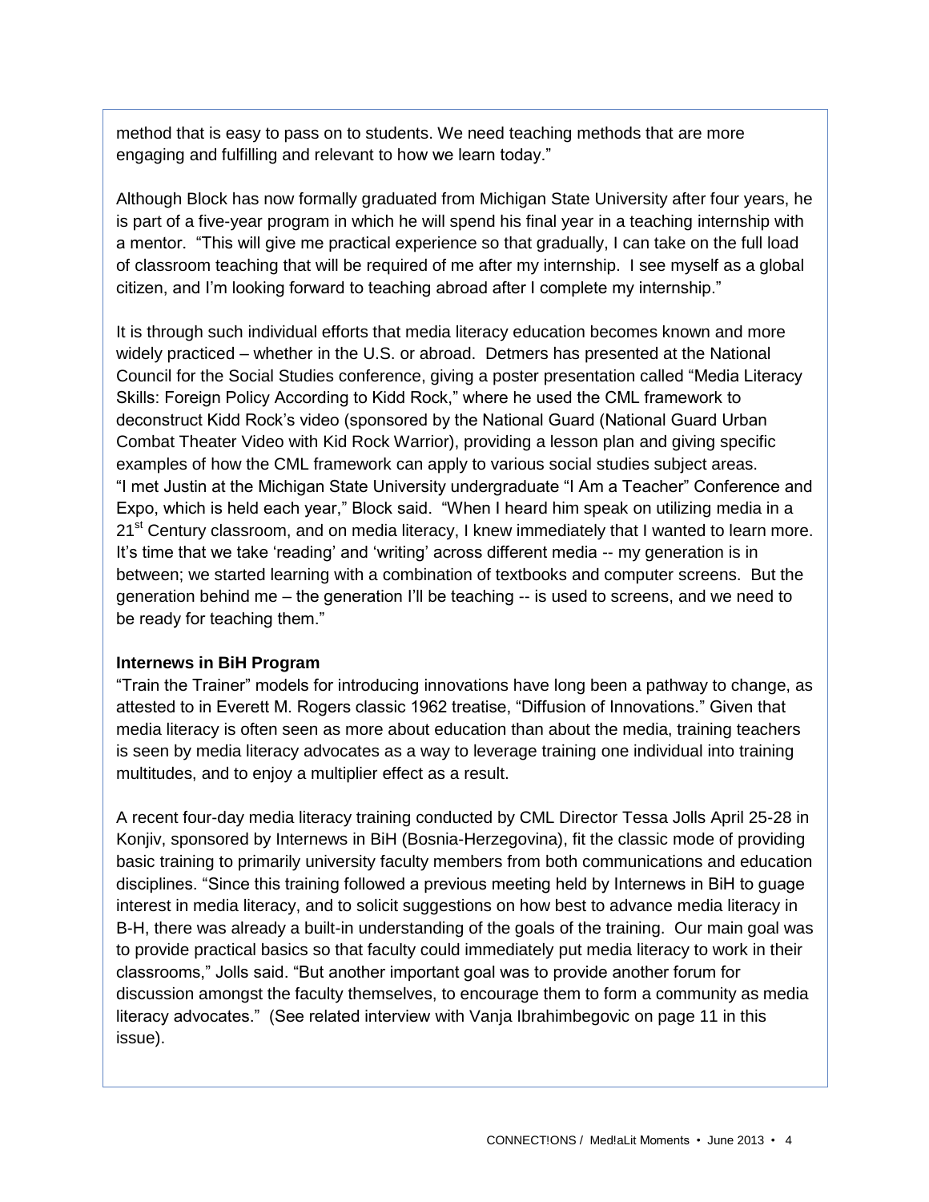method that is easy to pass on to students. We need teaching methods that are more engaging and fulfilling and relevant to how we learn today."

Although Block has now formally graduated from Michigan State University after four years, he is part of a five-year program in which he will spend his final year in a teaching internship with a mentor. "This will give me practical experience so that gradually, I can take on the full load of classroom teaching that will be required of me after my internship. I see myself as a global citizen, and I'm looking forward to teaching abroad after I complete my internship."

It is through such individual efforts that media literacy education becomes known and more widely practiced – whether in the U.S. or abroad. Detmers has presented at the National Council for the Social Studies conference, giving a poster presentation called "Media Literacy Skills: Foreign Policy According to Kidd Rock," where he used the CML framework to deconstruct Kidd Rock's video (sponsored by the National Guard (National Guard Urban Combat Theater Video with Kid Rock Warrior), providing a lesson plan and giving specific examples of how the CML framework can apply to various social studies subject areas. "I met Justin at the Michigan State University undergraduate "I Am a Teacher" Conference and Expo, which is held each year," Block said. "When I heard him speak on utilizing media in a 21st Century classroom, and on media literacy, I knew immediately that I wanted to learn more. It's time that we take 'reading' and 'writing' across different media -- my generation is in between; we started learning with a combination of textbooks and computer screens. But the generation behind me – the generation I'll be teaching -- is used to screens, and we need to be ready for teaching them."

**Internews in BiH Program**

"Train the Trainer" models for introducing innovations have long been a pathway to change, as attested to in Everett M. Rogers classic 1962 treatise, "Diffusion of Innovations." Given that media literacy is often seen as more about education than about the media, training teachers is seen by media literacy advocates as a way to leverage training one individual into training multitudes, and to enjoy a multiplier effect as a result.

A recent four-day media literacy training conducted by CML Director Tessa Jolls April 25-28 in Konjiv, sponsored by Internews in BiH (Bosnia-Herzegovina), fit the classic mode of providing basic training to primarily university faculty members from both communications and education disciplines. "Since this training followed a previous meeting held by Internews in BiH to guage interest in media literacy, and to solicit suggestions on how best to advance media literacy in B-H, there was already a built-in understanding of the goals of the training. Our main goal was to provide practical basics so that faculty could immediately put media literacy to work in their classrooms," Jolls said. "But another important goal was to provide another forum for discussion amongst the faculty themselves, to encourage them to form a community as media literacy advocates." (See related interview with Vanja Ibrahimbegovic on page 11 in this issue).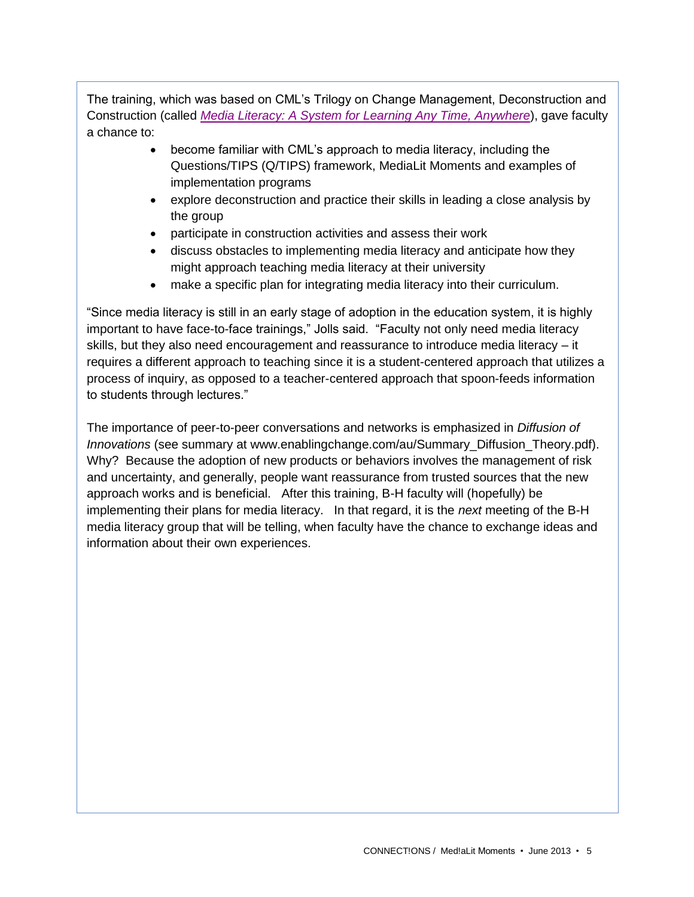The training, which was based on CML's Trilogy on Change Management, Deconstruction and Construction (called *Media Literacy: A System for Learning Any Time, Anywhere*), gave faculty a chance to:

- become familiar with CML's approach to media literacy, including the Questions/TIPS (Q/TIPS) framework, MediaLit Moments and examples of implementation programs
- explore deconstruction and practice their skills in leading a close analysis by the group
- participate in construction activities and assess their work
- discuss obstacles to implementing media literacy and anticipate how they might approach teaching media literacy at their university
- make a specific plan for integrating media literacy into their curriculum.

"Since media literacy is still in an early stage of adoption in the education system, it is highly important to have face-to-face trainings," Jolls said. "Faculty not only need media literacy skills, but they also need encouragement and reassurance to introduce media literacy – it requires a different approach to teaching since it is a student-centered approach that utilizes a process of inquiry, as opposed to a teacher-centered approach that spoon-feeds information to students through lectures."

The importance of peer-to-peer conversations and networks is emphasized in *Diffusion of Innovations* (see summary at www.enablingchange.com/au/Summary_Diffusion_Theory.pdf). Why? Because the adoption of new products or behaviors involves the management of risk and uncertainty, and generally, people want reassurance from trusted sources that the new approach works and is beneficial. After this training, B-H faculty will (hopefully) be implementing their plans for media literacy. In that regard, it is the *next* meeting of the B-H media literacy group that will be telling, when faculty have the chance to exchange ideas and information about their own experiences.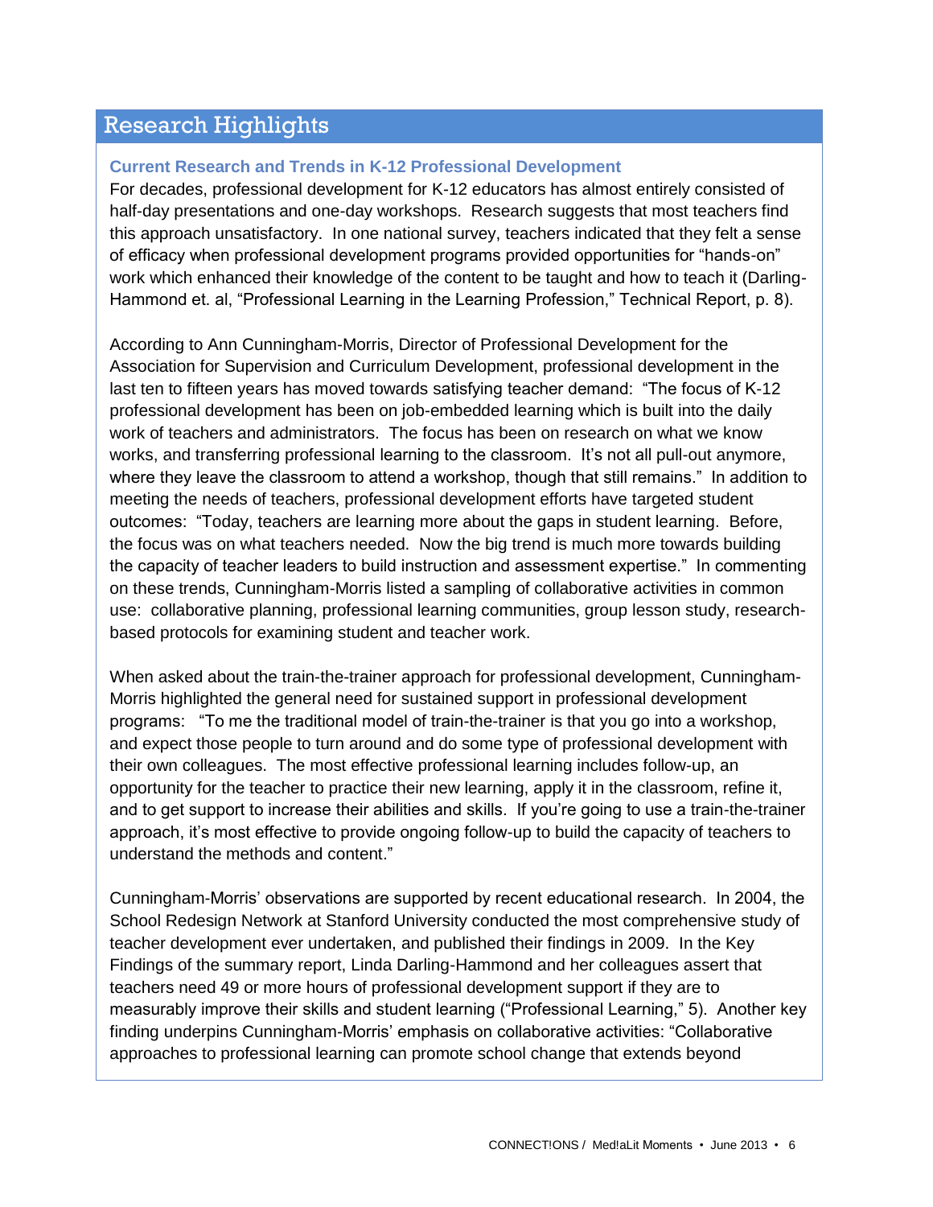## Research Highlights

### Current Research and Trends in K-12 Professional Development

For decades, professional development for K-12 educators has almost entirely consisted of half-day presentations and one-day workshops. Research suggests that most teachers find this approach unsatisfactory. In one national survey, teachers indicated that they felt a sense of efficacy when professional development programs provided opportunities for "hands-on" work which enhanced their knowledge of the content to be taught and how to teach it (Darling-Hammond et. al, "Professional Learning in the Learning Profession," Technical Report, p. 8).

According to Ann Cunningham-Morris, Director of Professional Development for the Association for Supervision and Curriculum Development, professional development in the last ten to fifteen years has moved towards satisfying teacher demand: "The focus of K-12 professional development has been on job-embedded learning which is built into the daily work of teachers and administrators. The focus has been on research on what we know works, and transferring professional learning to the classroom. It's not all pull-out anymore, where they leave the classroom to attend a workshop, though that still remains." In addition to meeting the needs of teachers, professional development efforts have targeted student outcomes: "Today, teachers are learning more about the gaps in student learning. Before, the focus was on what teachers needed. Now the big trend is much more towards building the capacity of teacher leaders to build instruction and assessment expertise." In commenting on these trends, Cunningham-Morris listed a sampling of collaborative activities in common use: collaborative planning, professional learning communities, group lesson study, research-based protocols for examining student and teacher work.

When asked about the train-the-trainer approach for professional development, Cunningham-Morris highlighted the general need for sustained support in professional development programs: "To me the traditional model of train-the-trainer is that you go into a workshop, and expect those people to turn around and do some type of professional development with their own colleagues. The most effective professional learning includes follow-up, an opportunity for the teacher to practice their new learning, apply it in the classroom, refine it, and to get support to increase their abilities and skills. If you're going to use a train-the-trainer approach, it's most effective to provide ongoing follow-up to build the capacity of teachers to understand the methods and content."

Cunningham-Morris' observations are supported by recent educational research. In 2004, the School Redesign Network at Stanford University conducted the most comprehensive study of teacher development ever undertaken, and published their findings in 2009. In the Key Findings of the summary report, Linda Darling-Hammond and her colleagues assert that teachers need 49 or more hours of professional development support if they are to measurably improve their skills and student learning ("Professional Learning," 5). Another key finding underpins Cunningham-Morris' emphasis on collaborative activities: "Collaborative approaches to professional learning can promote school change that extends beyond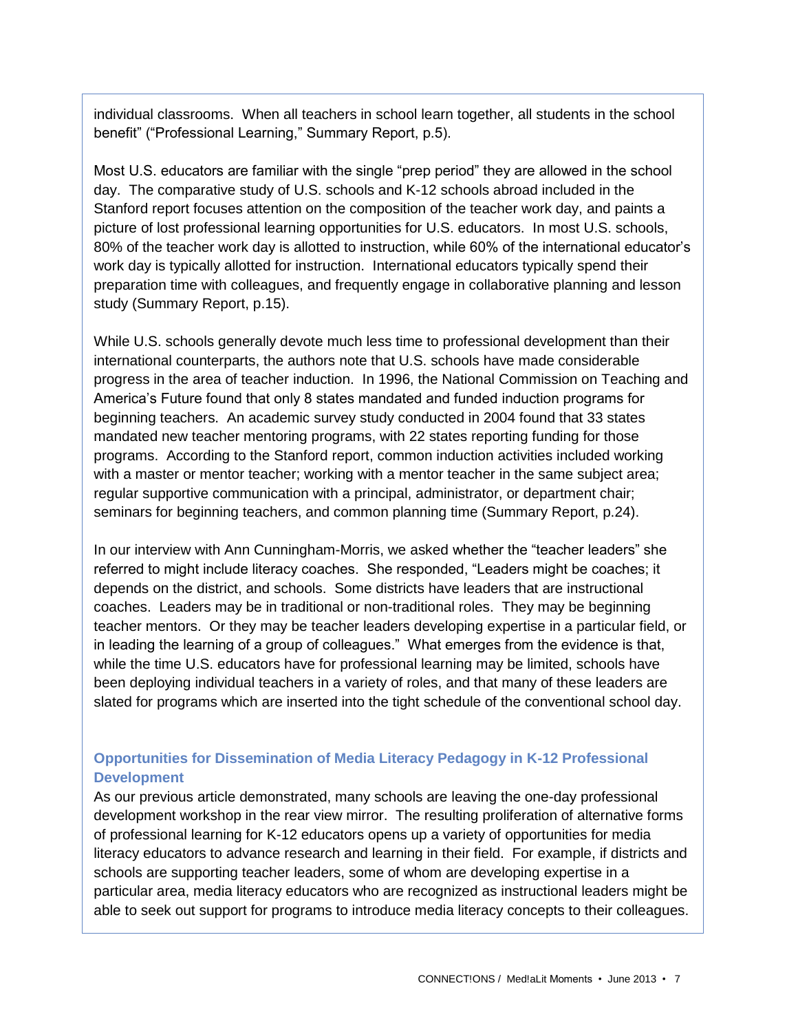individual classrooms. When all teachers in school learn together, all students in the school benefit" ("Professional Learning," Summary Report, p.5).

Most U.S. educators are familiar with the single "prep period" they are allowed in the school day. The comparative study of U.S. schools and K-12 schools abroad included in the Stanford report focuses attention on the composition of the teacher work day, and paints a picture of lost professional learning opportunities for U.S. educators. In most U.S. schools, 80% of the teacher work day is allotted to instruction, while 60% of the international educator's work day is typically allotted for instruction. International educators typically spend their preparation time with colleagues, and frequently engage in collaborative planning and lesson study (Summary Report, p.15).

While U.S. schools generally devote much less time to professional development than their international counterparts, the authors note that U.S. schools have made considerable progress in the area of teacher induction. In 1996, the National Commission on Teaching and America's Future found that only 8 states mandated and funded induction programs for beginning teachers. An academic survey study conducted in 2004 found that 33 states mandated new teacher mentoring programs, with 22 states reporting funding for those programs. According to the Stanford report, common induction activities included working with a master or mentor teacher; working with a mentor teacher in the same subject area; regular supportive communication with a principal, administrator, or department chair; seminars for beginning teachers, and common planning time (Summary Report, p.24).

In our interview with Ann Cunningham-Morris, we asked whether the "teacher leaders" she referred to might include literacy coaches. She responded, "Leaders might be coaches; it depends on the district, and schools. Some districts have leaders that are instructional coaches. Leaders may be in traditional or non-traditional roles. They may be beginning teacher mentors. Or they may be teacher leaders developing expertise in a particular field, or in leading the learning of a group of colleagues." What emerges from the evidence is that, while the time U.S. educators have for professional learning may be limited, schools have been deploying individual teachers in a variety of roles, and that many of these leaders are slated for programs which are inserted into the tight schedule of the conventional school day.

### Opportunities for Dissemination of Media Literacy Pedagogy in K-12 Professional Development

As our previous article demonstrated, many schools are leaving the one-day professional development workshop in the rear view mirror. The resulting proliferation of alternative forms of professional learning for K-12 educators opens up a variety of opportunities for media literacy educators to advance research and learning in their field. For example, if districts and schools are supporting teacher leaders, some of whom are developing expertise in a particular area, media literacy educators who are recognized as instructional leaders might be able to seek out support for programs to introduce media literacy concepts to their colleagues.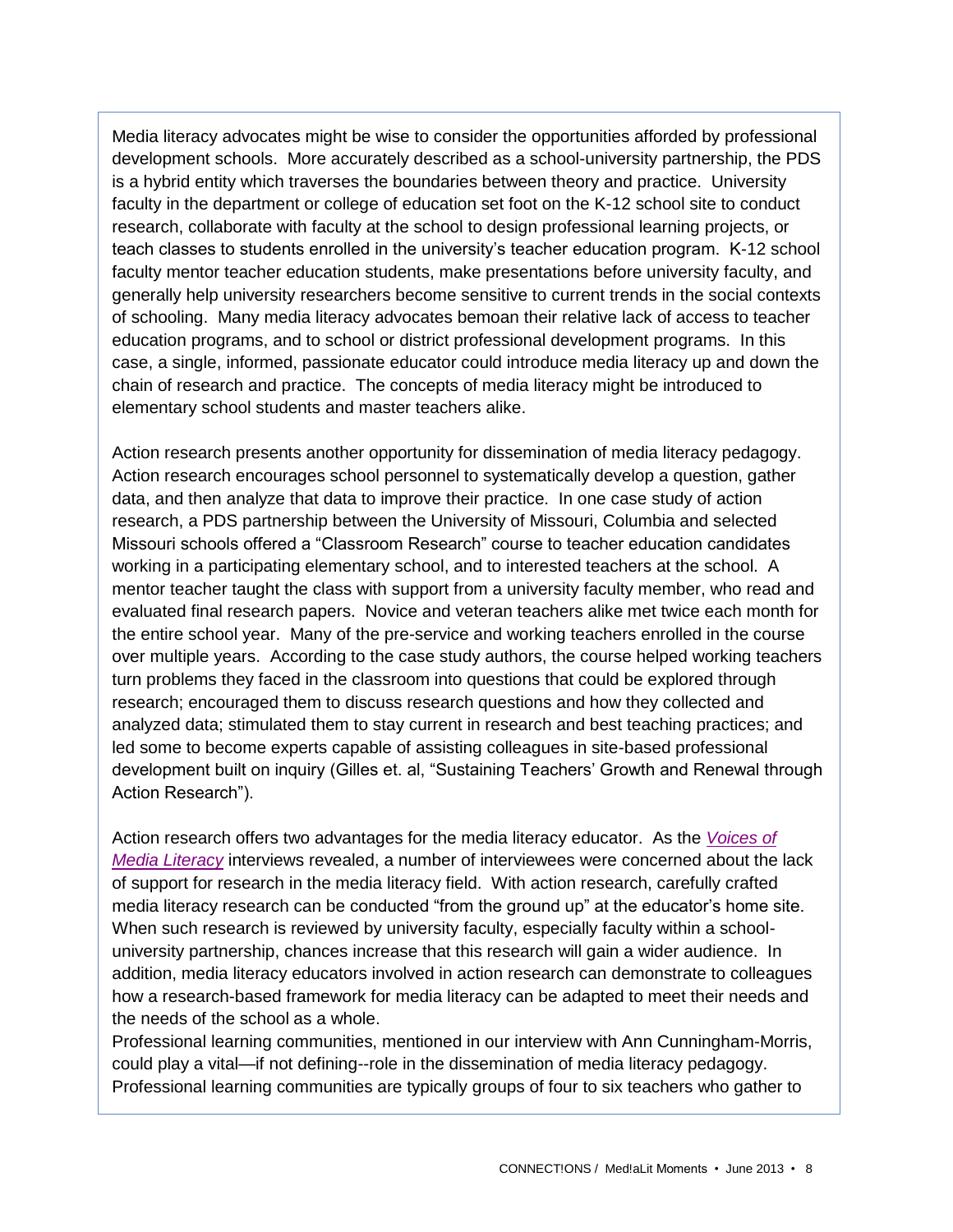Media literacy advocates might be wise to consider the opportunities afforded by professional development schools. More accurately described as a school-university partnership, the PDS is a hybrid entity which traverses the boundaries between theory and practice. University faculty in the department or college of education set foot on the K-12 school site to conduct research, collaborate with faculty at the school to design professional learning projects, or teach classes to students enrolled in the university's teacher education program. K-12 school faculty mentor teacher education students, make presentations before university faculty, and generally help university researchers become sensitive to current trends in the social contexts of schooling. Many media literacy advocates bemoan their relative lack of access to teacher education programs, and to school or district professional development programs. In this case, a single, informed, passionate educator could introduce media literacy up and down the chain of research and practice. The concepts of media literacy might be introduced to elementary school students and master teachers alike.

Action research presents another opportunity for dissemination of media literacy pedagogy. Action research encourages school personnel to systematically develop a question, gather data, and then analyze that data to improve their practice. In one case study of action research, a PDS partnership between the University of Missouri, Columbia and selected Missouri schools offered a "Classroom Research" course to teacher education candidates working in a participating elementary school, and to interested teachers at the school. A mentor teacher taught the class with support from a university faculty member, who read and evaluated final research papers. Novice and veteran teachers alike met twice each month for the entire school year. Many of the pre-service and working teachers enrolled in the course over multiple years. According to the case study authors, the course helped working teachers turn problems they faced in the classroom into questions that could be explored through research; encouraged them to discuss research questions and how they collected and analyzed data; stimulated them to stay current in research and best teaching practices; and led some to become experts capable of assisting colleagues in site-based professional development built on inquiry (Gilles et. al, "Sustaining Teachers' Growth and Renewal through Action Research").

Action research offers two advantages for the media literacy educator. As the *Voices of Media Literacy* interviews revealed, a number of interviewees were concerned about the lack of support for research in the media literacy field. With action research, carefully crafted media literacy research can be conducted "from the ground up" at the educator's home site. When such research is reviewed by university faculty, especially faculty within a school-university partnership, chances increase that this research will gain a wider audience. In addition, media literacy educators involved in action research can demonstrate to colleagues how a research-based framework for media literacy can be adapted to meet their needs and the needs of the school as a whole.

Professional learning communities, mentioned in our interview with Ann Cunningham-Morris, could play a vital—if not defining--role in the dissemination of media literacy pedagogy. Professional learning communities are typically groups of four to six teachers who gather to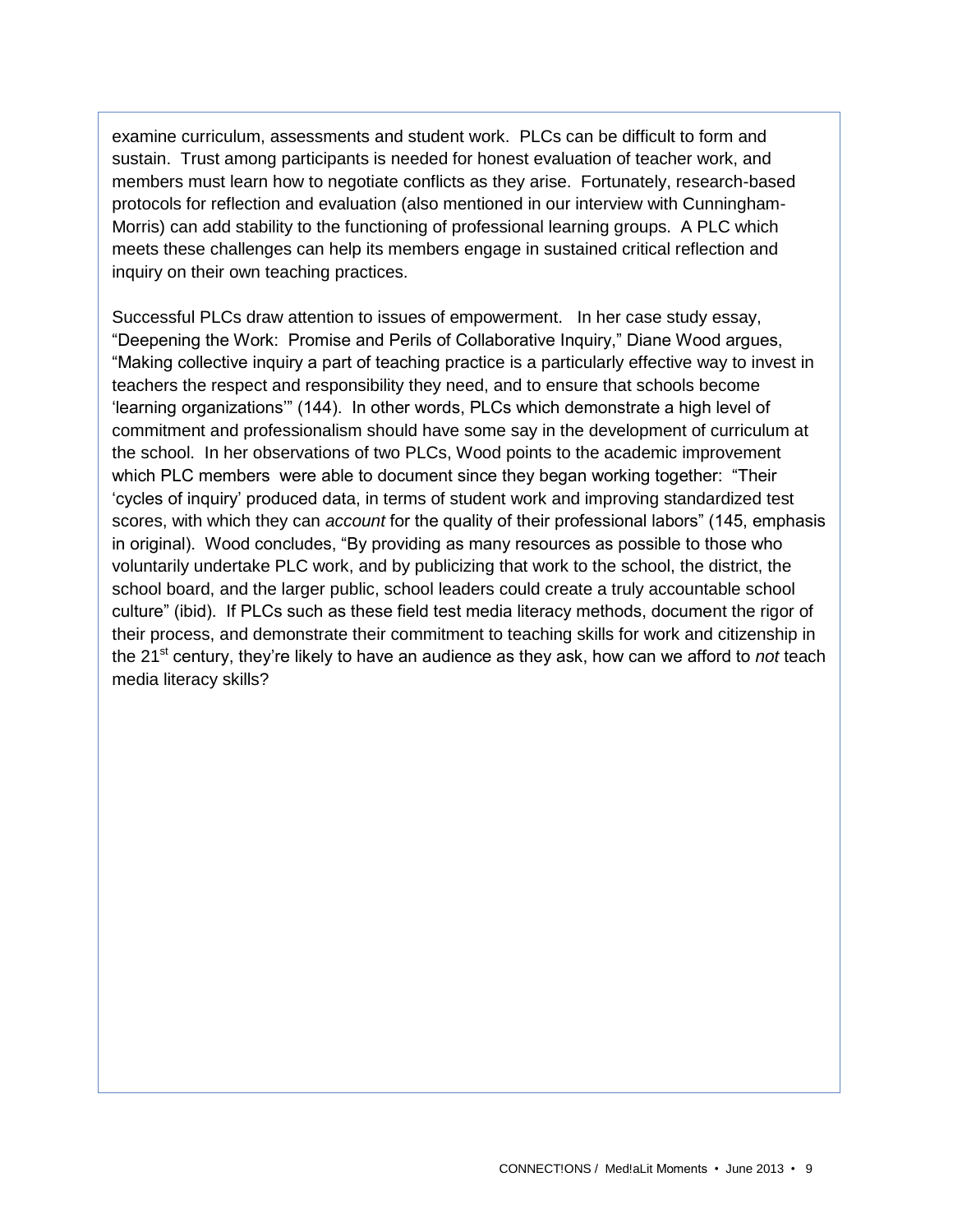examine curriculum, assessments and student work. PLCs can be difficult to form and sustain. Trust among participants is needed for honest evaluation of teacher work, and members must learn how to negotiate conflicts as they arise. Fortunately, research-based protocols for reflection and evaluation (also mentioned in our interview with Cunningham-Morris) can add stability to the functioning of professional learning groups. A PLC which meets these challenges can help its members engage in sustained critical reflection and inquiry on their own teaching practices.

Successful PLCs draw attention to issues of empowerment. In her case study essay, "Deepening the Work: Promise and Perils of Collaborative Inquiry," Diane Wood argues, "Making collective inquiry a part of teaching practice is a particularly effective way to invest in teachers the respect and responsibility they need, and to ensure that schools become 'learning organizations'" (144). In other words, PLCs which demonstrate a high level of commitment and professionalism should have some say in the development of curriculum at the school. In her observations of two PLCs, Wood points to the academic improvement which PLC members were able to document since they began working together: "Their 'cycles of inquiry' produced data, in terms of student work and improving standardized test scores, with which they can *account* for the quality of their professional labors" (145, emphasis in original). Wood concludes, "By providing as many resources as possible to those who voluntarily undertake PLC work, and by publicizing that work to the school, the district, the school board, and the larger public, school leaders could create a truly accountable school culture" (ibid). If PLCs such as these field test media literacy methods, document the rigor of their process, and demonstrate their commitment to teaching skills for work and citizenship in the 21st century, they're likely to have an audience as they ask, how can we afford to *not* teach media literacy skills?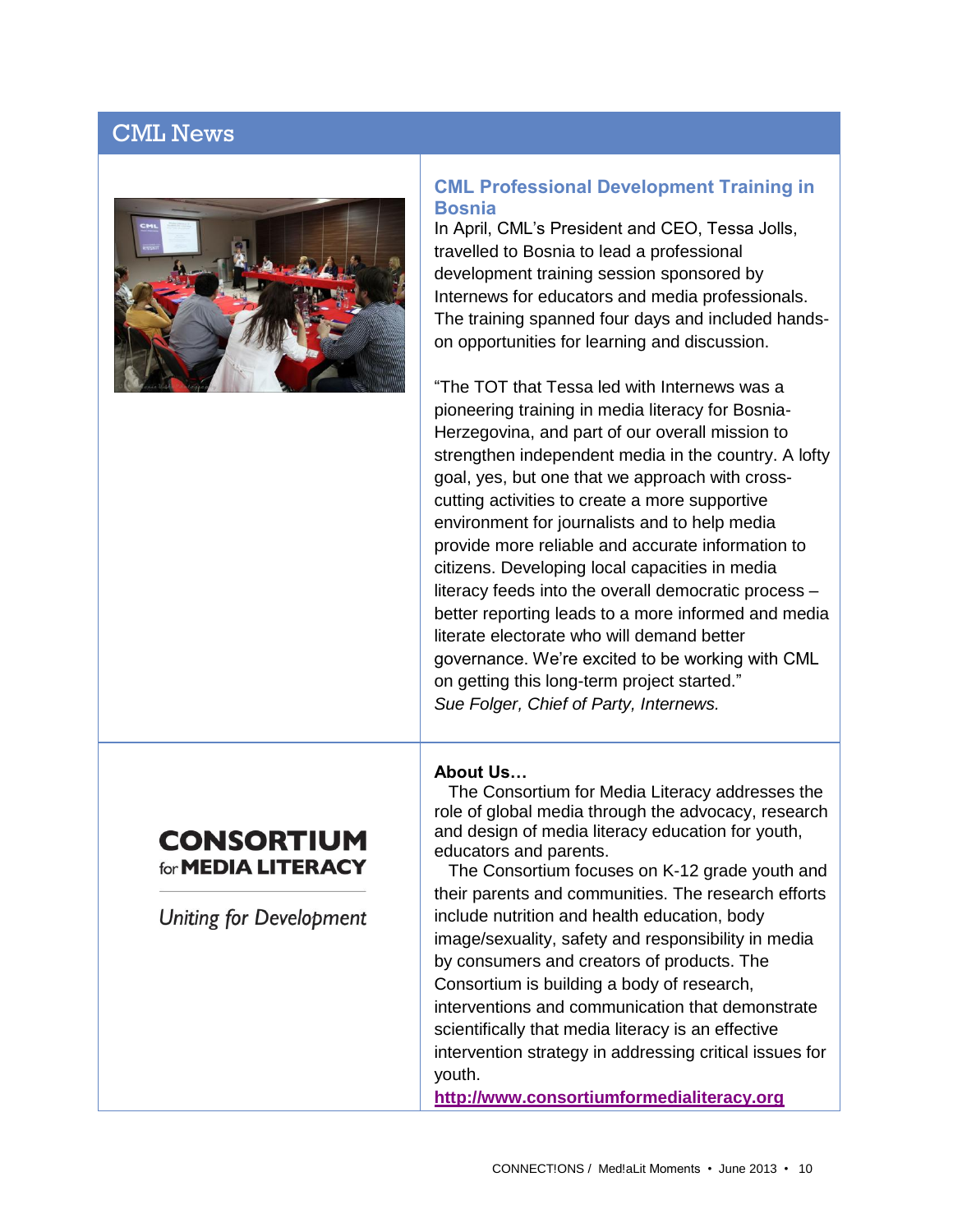# CML News

## CML Professional Development Training in Bosnia

In April, CML's President and CEO, Tessa Jolls, travelled to Bosnia to lead a professional development training session sponsored by Internews for educators and media professionals. The training spanned four days and included hands-on opportunities for learning and discussion.

"The TOT that Tessa led with Internews was a pioneering training in media literacy for Bosnia-Herzegovina, and part of our overall mission to strengthen independent media in the country. A lofty goal, yes, but one that we approach with cross-cutting activities to create a more supportive environment for journalists and to help media provide more reliable and accurate information to citizens. Developing local capacities in media literacy feeds into the overall democratic process – better reporting leads to a more informed and media literate electorate who will demand better governance. We're excited to be working with CML on getting this long-term project started."
*Sue Folger, Chief of Party, Internews.*

**CONSORTIUM for MEDIA LITERACY**

*Uniting for Development*

**About Us…**

The Consortium for Media Literacy addresses the role of global media through the advocacy, research and design of media literacy education for youth, educators and parents.

The Consortium focuses on K-12 grade youth and their parents and communities. The research efforts include nutrition and health education, body image/sexuality, safety and responsibility in media by consumers and creators of products. The Consortium is building a body of research, interventions and communication that demonstrate scientifically that media literacy is an effective intervention strategy in addressing critical issues for youth.

**http://www.consortiumformedialiteracy.org**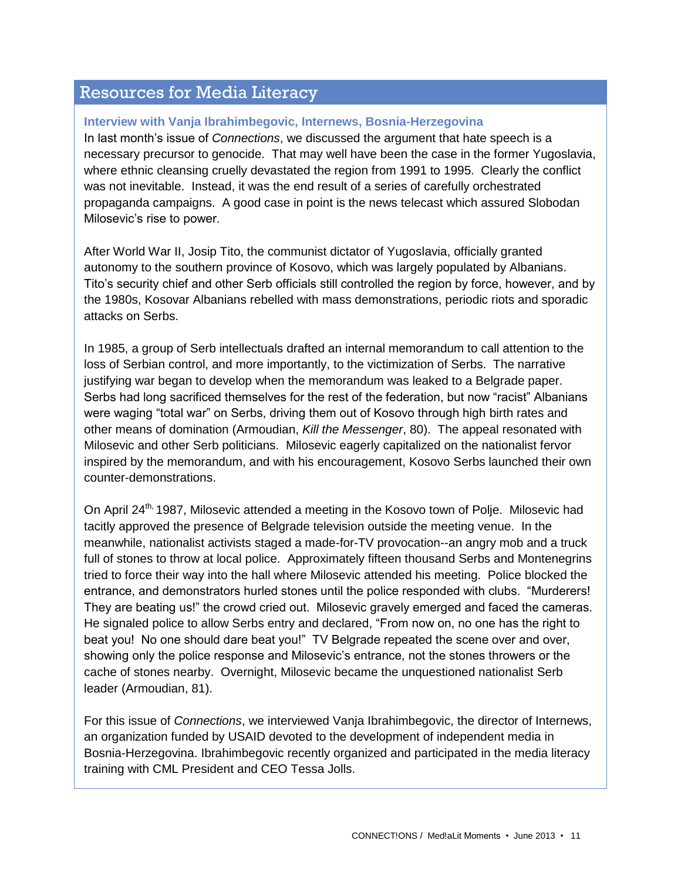## Resources for Media Literacy

### Interview with Vanja Ibrahimbegovic, Internews, Bosnia-Herzegovina

In last month's issue of *Connections*, we discussed the argument that hate speech is a necessary precursor to genocide. That may well have been the case in the former Yugoslavia, where ethnic cleansing cruelly devastated the region from 1991 to 1995. Clearly the conflict was not inevitable. Instead, it was the end result of a series of carefully orchestrated propaganda campaigns. A good case in point is the news telecast which assured Slobodan Milosevic's rise to power.

After World War II, Josip Tito, the communist dictator of Yugoslavia, officially granted autonomy to the southern province of Kosovo, which was largely populated by Albanians. Tito's security chief and other Serb officials still controlled the region by force, however, and by the 1980s, Kosovar Albanians rebelled with mass demonstrations, periodic riots and sporadic attacks on Serbs.

In 1985, a group of Serb intellectuals drafted an internal memorandum to call attention to the loss of Serbian control, and more importantly, to the victimization of Serbs. The narrative justifying war began to develop when the memorandum was leaked to a Belgrade paper. Serbs had long sacrificed themselves for the rest of the federation, but now "racist" Albanians were waging "total war" on Serbs, driving them out of Kosovo through high birth rates and other means of domination (Armoudian, *Kill the Messenger*, 80). The appeal resonated with Milosevic and other Serb politicians. Milosevic eagerly capitalized on the nationalist fervor inspired by the memorandum, and with his encouragement, Kosovo Serbs launched their own counter-demonstrations.

On April 24th, 1987, Milosevic attended a meeting in the Kosovo town of Polje. Milosevic had tacitly approved the presence of Belgrade television outside the meeting venue. In the meanwhile, nationalist activists staged a made-for-TV provocation--an angry mob and a truck full of stones to throw at local police. Approximately fifteen thousand Serbs and Montenegrins tried to force their way into the hall where Milosevic attended his meeting. Police blocked the entrance, and demonstrators hurled stones until the police responded with clubs. "Murderers! They are beating us!" the crowd cried out. Milosevic gravely emerged and faced the cameras. He signaled police to allow Serbs entry and declared, "From now on, no one has the right to beat you! No one should dare beat you!" TV Belgrade repeated the scene over and over, showing only the police response and Milosevic's entrance, not the stones throwers or the cache of stones nearby. Overnight, Milosevic became the unquestioned nationalist Serb leader (Armoudian, 81).

For this issue of *Connections*, we interviewed Vanja Ibrahimbegovic, the director of Internews, an organization funded by USAID devoted to the development of independent media in Bosnia-Herzegovina. Ibrahimbegovic recently organized and participated in the media literacy training with CML President and CEO Tessa Jolls.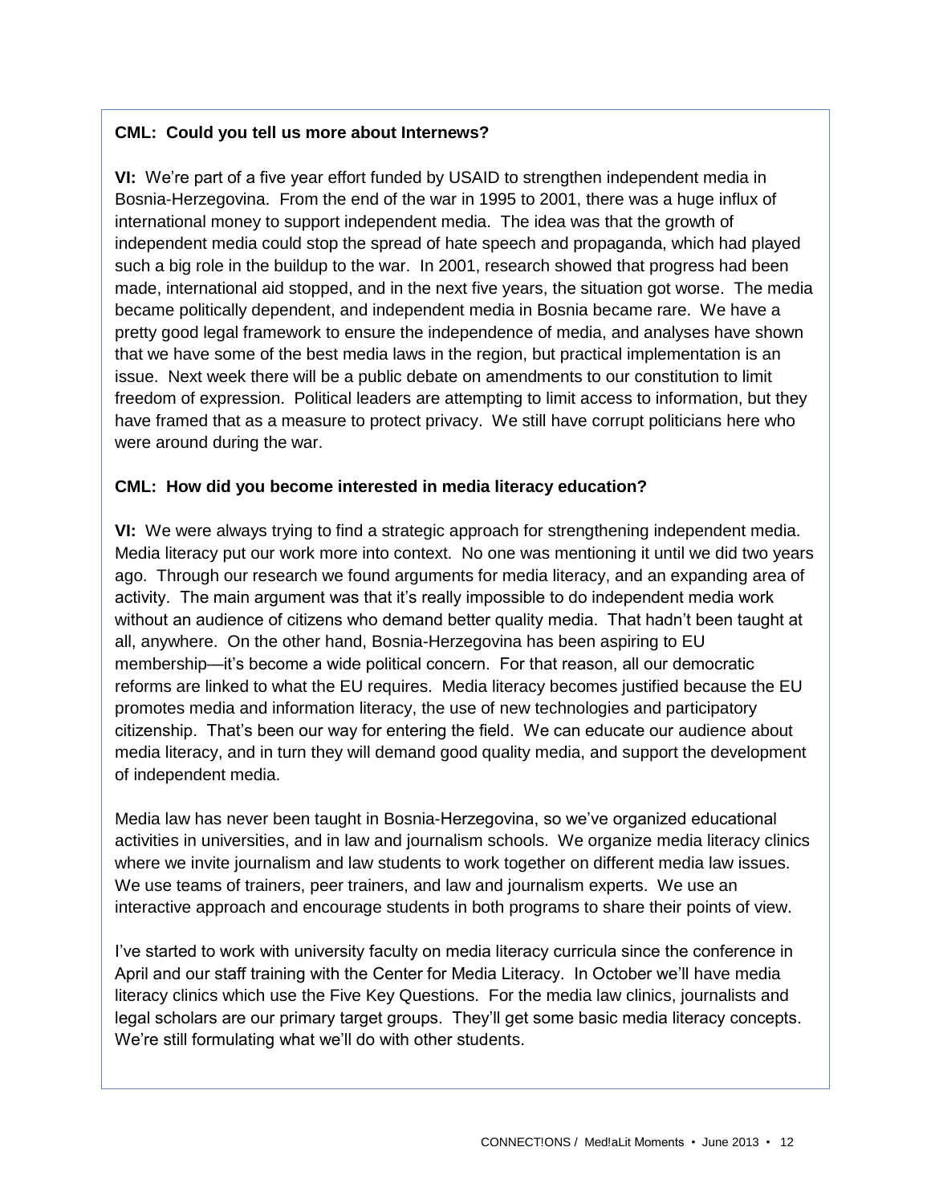**CML: Could you tell us more about Internews?**

**VI:** We're part of a five year effort funded by USAID to strengthen independent media in Bosnia-Herzegovina. From the end of the war in 1995 to 2001, there was a huge influx of international money to support independent media. The idea was that the growth of independent media could stop the spread of hate speech and propaganda, which had played such a big role in the buildup to the war. In 2001, research showed that progress had been made, international aid stopped, and in the next five years, the situation got worse. The media became politically dependent, and independent media in Bosnia became rare. We have a pretty good legal framework to ensure the independence of media, and analyses have shown that we have some of the best media laws in the region, but practical implementation is an issue. Next week there will be a public debate on amendments to our constitution to limit freedom of expression. Political leaders are attempting to limit access to information, but they have framed that as a measure to protect privacy. We still have corrupt politicians here who were around during the war.

**CML: How did you become interested in media literacy education?**

**VI:** We were always trying to find a strategic approach for strengthening independent media. Media literacy put our work more into context. No one was mentioning it until we did two years ago. Through our research we found arguments for media literacy, and an expanding area of activity. The main argument was that it's really impossible to do independent media work without an audience of citizens who demand better quality media. That hadn't been taught at all, anywhere. On the other hand, Bosnia-Herzegovina has been aspiring to EU membership—it's become a wide political concern. For that reason, all our democratic reforms are linked to what the EU requires. Media literacy becomes justified because the EU promotes media and information literacy, the use of new technologies and participatory citizenship. That's been our way for entering the field. We can educate our audience about media literacy, and in turn they will demand good quality media, and support the development of independent media.

Media law has never been taught in Bosnia-Herzegovina, so we've organized educational activities in universities, and in law and journalism schools. We organize media literacy clinics where we invite journalism and law students to work together on different media law issues. We use teams of trainers, peer trainers, and law and journalism experts. We use an interactive approach and encourage students in both programs to share their points of view.

I've started to work with university faculty on media literacy curricula since the conference in April and our staff training with the Center for Media Literacy. In October we'll have media literacy clinics which use the Five Key Questions. For the media law clinics, journalists and legal scholars are our primary target groups. They'll get some basic media literacy concepts. We're still formulating what we'll do with other students.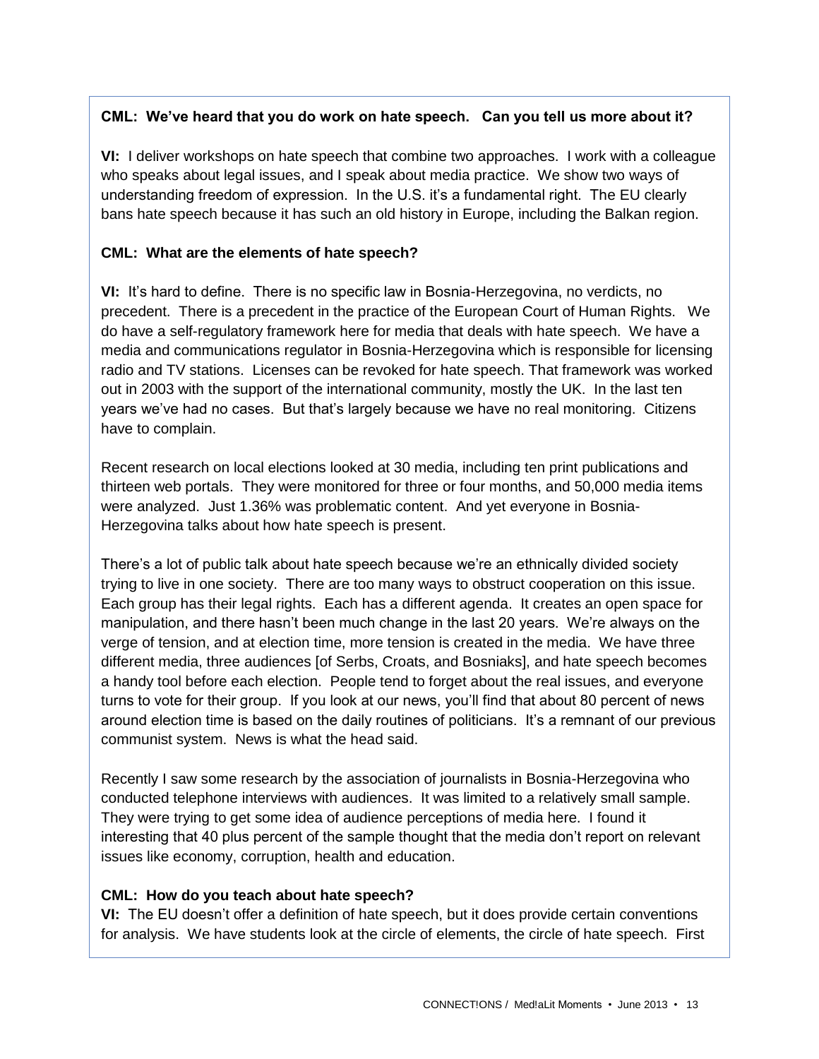**CML: We've heard that you do work on hate speech. Can you tell us more about it?**

**VI:** I deliver workshops on hate speech that combine two approaches. I work with a colleague who speaks about legal issues, and I speak about media practice. We show two ways of understanding freedom of expression. In the U.S. it's a fundamental right. The EU clearly bans hate speech because it has such an old history in Europe, including the Balkan region.

**CML: What are the elements of hate speech?**

**VI:** It's hard to define. There is no specific law in Bosnia-Herzegovina, no verdicts, no precedent. There is a precedent in the practice of the European Court of Human Rights. We do have a self-regulatory framework here for media that deals with hate speech. We have a media and communications regulator in Bosnia-Herzegovina which is responsible for licensing radio and TV stations. Licenses can be revoked for hate speech. That framework was worked out in 2003 with the support of the international community, mostly the UK. In the last ten years we've had no cases. But that's largely because we have no real monitoring. Citizens have to complain.

Recent research on local elections looked at 30 media, including ten print publications and thirteen web portals. They were monitored for three or four months, and 50,000 media items were analyzed. Just 1.36% was problematic content. And yet everyone in Bosnia-Herzegovina talks about how hate speech is present.

There's a lot of public talk about hate speech because we're an ethnically divided society trying to live in one society. There are too many ways to obstruct cooperation on this issue. Each group has their legal rights. Each has a different agenda. It creates an open space for manipulation, and there hasn't been much change in the last 20 years. We're always on the verge of tension, and at election time, more tension is created in the media. We have three different media, three audiences [of Serbs, Croats, and Bosniaks], and hate speech becomes a handy tool before each election. People tend to forget about the real issues, and everyone turns to vote for their group. If you look at our news, you'll find that about 80 percent of news around election time is based on the daily routines of politicians. It's a remnant of our previous communist system. News is what the head said.

Recently I saw some research by the association of journalists in Bosnia-Herzegovina who conducted telephone interviews with audiences. It was limited to a relatively small sample. They were trying to get some idea of audience perceptions of media here. I found it interesting that 40 plus percent of the sample thought that the media don't report on relevant issues like economy, corruption, health and education.

**CML: How do you teach about hate speech?**

**VI:** The EU doesn't offer a definition of hate speech, but it does provide certain conventions for analysis. We have students look at the circle of elements, the circle of hate speech. First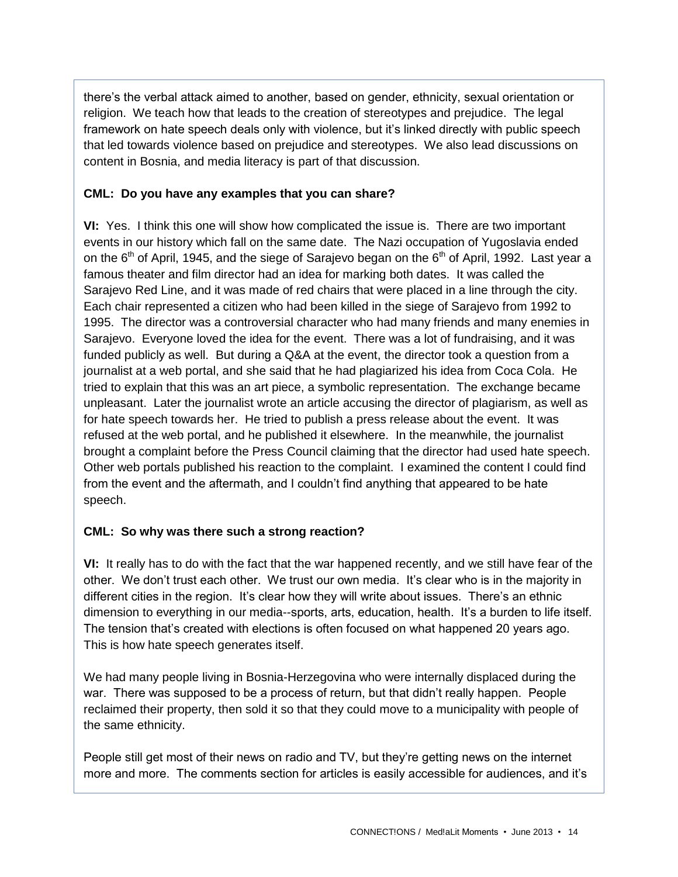there's the verbal attack aimed to another, based on gender, ethnicity, sexual orientation or religion. We teach how that leads to the creation of stereotypes and prejudice. The legal framework on hate speech deals only with violence, but it's linked directly with public speech that led towards violence based on prejudice and stereotypes. We also lead discussions on content in Bosnia, and media literacy is part of that discussion.

**CML: Do you have any examples that you can share?**

**VI:** Yes. I think this one will show how complicated the issue is. There are two important events in our history which fall on the same date. The Nazi occupation of Yugoslavia ended on the 6th of April, 1945, and the siege of Sarajevo began on the 6th of April, 1992. Last year a famous theater and film director had an idea for marking both dates. It was called the Sarajevo Red Line, and it was made of red chairs that were placed in a line through the city. Each chair represented a citizen who had been killed in the siege of Sarajevo from 1992 to 1995. The director was a controversial character who had many friends and many enemies in Sarajevo. Everyone loved the idea for the event. There was a lot of fundraising, and it was funded publicly as well. But during a Q&A at the event, the director took a question from a journalist at a web portal, and she said that he had plagiarized his idea from Coca Cola. He tried to explain that this was an art piece, a symbolic representation. The exchange became unpleasant. Later the journalist wrote an article accusing the director of plagiarism, as well as for hate speech towards her. He tried to publish a press release about the event. It was refused at the web portal, and he published it elsewhere. In the meanwhile, the journalist brought a complaint before the Press Council claiming that the director had used hate speech. Other web portals published his reaction to the complaint. I examined the content I could find from the event and the aftermath, and I couldn't find anything that appeared to be hate speech.

**CML: So why was there such a strong reaction?**

**VI:** It really has to do with the fact that the war happened recently, and we still have fear of the other. We don't trust each other. We trust our own media. It's clear who is in the majority in different cities in the region. It's clear how they will write about issues. There's an ethnic dimension to everything in our media--sports, arts, education, health. It's a burden to life itself. The tension that's created with elections is often focused on what happened 20 years ago. This is how hate speech generates itself.

We had many people living in Bosnia-Herzegovina who were internally displaced during the war. There was supposed to be a process of return, but that didn't really happen. People reclaimed their property, then sold it so that they could move to a municipality with people of the same ethnicity.

People still get most of their news on radio and TV, but they're getting news on the internet more and more. The comments section for articles is easily accessible for audiences, and it's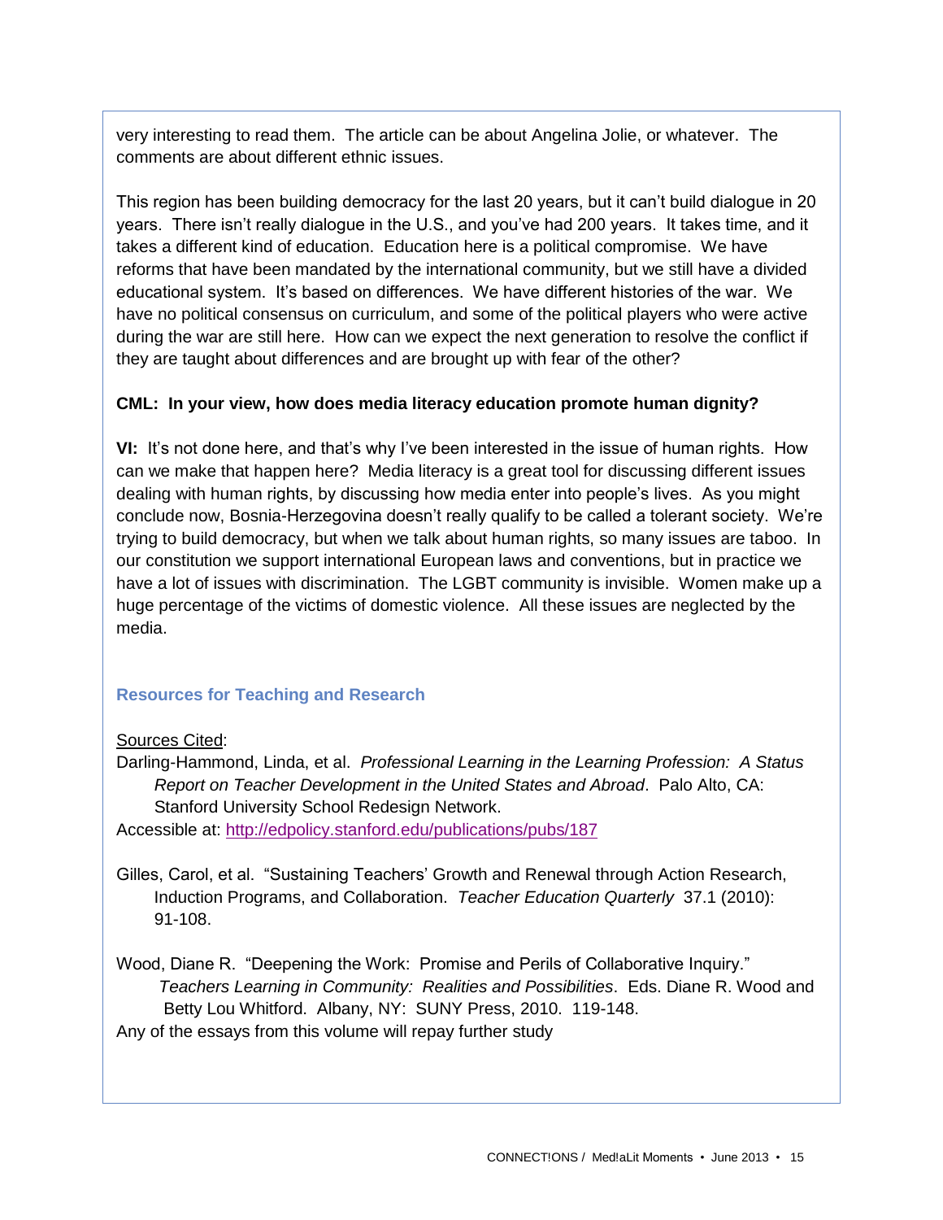very interesting to read them. The article can be about Angelina Jolie, or whatever. The comments are about different ethnic issues.

This region has been building democracy for the last 20 years, but it can't build dialogue in 20 years. There isn't really dialogue in the U.S., and you've had 200 years. It takes time, and it takes a different kind of education. Education here is a political compromise. We have reforms that have been mandated by the international community, but we still have a divided educational system. It's based on differences. We have different histories of the war. We have no political consensus on curriculum, and some of the political players who were active during the war are still here. How can we expect the next generation to resolve the conflict if they are taught about differences and are brought up with fear of the other?

**CML: In your view, how does media literacy education promote human dignity?**

**VI:** It's not done here, and that's why I've been interested in the issue of human rights. How can we make that happen here? Media literacy is a great tool for discussing different issues dealing with human rights, by discussing how media enter into people's lives. As you might conclude now, Bosnia-Herzegovina doesn't really qualify to be called a tolerant society. We're trying to build democracy, but when we talk about human rights, so many issues are taboo. In our constitution we support international European laws and conventions, but in practice we have a lot of issues with discrimination. The LGBT community is invisible. Women make up a huge percentage of the victims of domestic violence. All these issues are neglected by the media.

### Resources for Teaching and Research

Sources Cited:

Darling-Hammond, Linda, et al. *Professional Learning in the Learning Profession: A Status Report on Teacher Development in the United States and Abroad*. Palo Alto, CA: Stanford University School Redesign Network.
Accessible at: http://edpolicy.stanford.edu/publications/pubs/187

Gilles, Carol, et al. "Sustaining Teachers' Growth and Renewal through Action Research, Induction Programs, and Collaboration. *Teacher Education Quarterly* 37.1 (2010): 91-108.

Wood, Diane R. "Deepening the Work: Promise and Perils of Collaborative Inquiry." *Teachers Learning in Community: Realities and Possibilities*. Eds. Diane R. Wood and Betty Lou Whitford. Albany, NY: SUNY Press, 2010. 119-148.
Any of the essays from this volume will repay further study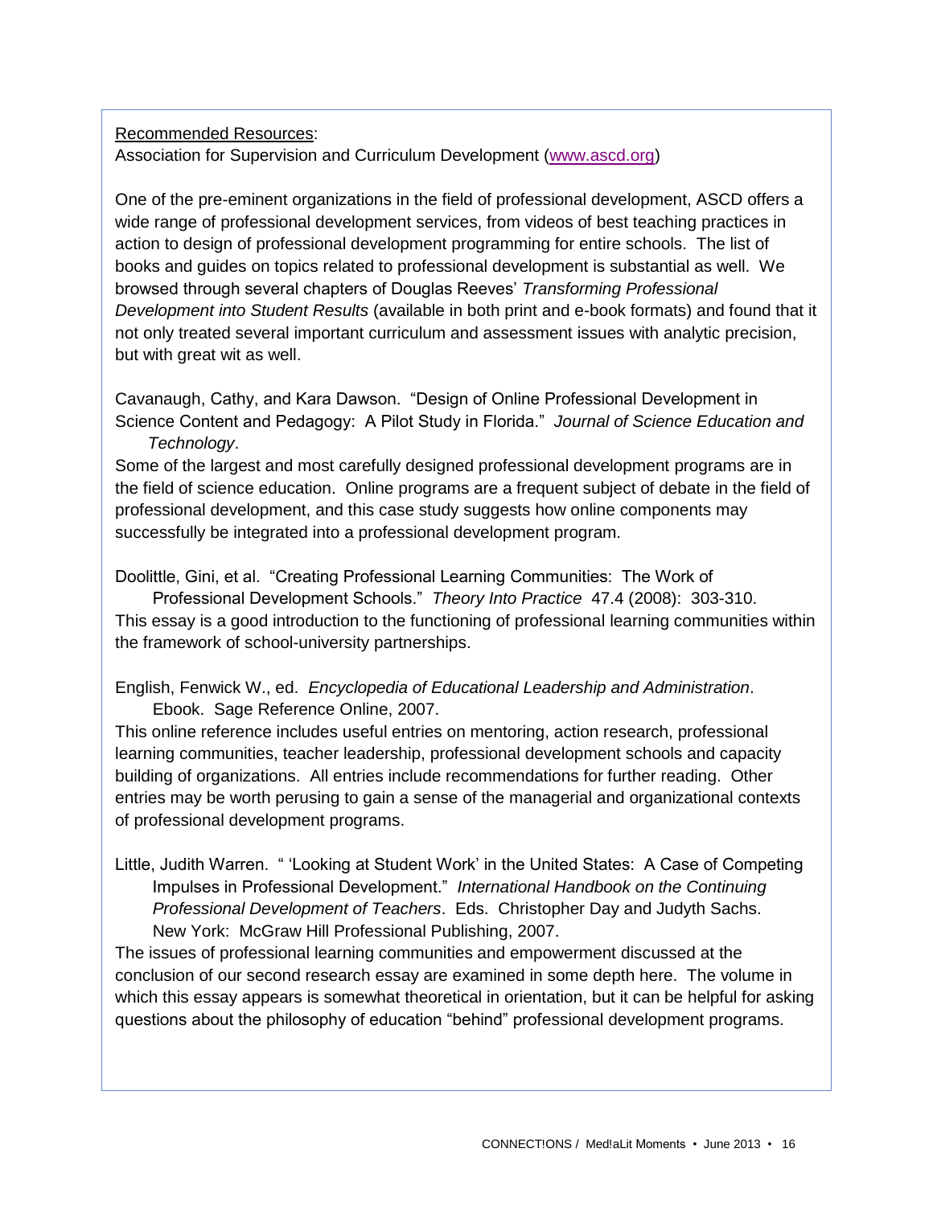Recommended Resources:

Association for Supervision and Curriculum Development ([www.ascd.org](http://www.ascd.org))

One of the pre-eminent organizations in the field of professional development, ASCD offers a wide range of professional development services, from videos of best teaching practices in action to design of professional development programming for entire schools. The list of books and guides on topics related to professional development is substantial as well. We browsed through several chapters of Douglas Reeves' *Transforming Professional Development into Student Results* (available in both print and e-book formats) and found that it not only treated several important curriculum and assessment issues with analytic precision, but with great wit as well.

Cavanaugh, Cathy, and Kara Dawson. "Design of Online Professional Development in Science Content and Pedagogy: A Pilot Study in Florida." *Journal of Science Education and Technology*.

Some of the largest and most carefully designed professional development programs are in the field of science education. Online programs are a frequent subject of debate in the field of professional development, and this case study suggests how online components may successfully be integrated into a professional development program.

Doolittle, Gini, et al. "Creating Professional Learning Communities: The Work of Professional Development Schools." *Theory Into Practice* 47.4 (2008): 303-310.

This essay is a good introduction to the functioning of professional learning communities within the framework of school-university partnerships.

English, Fenwick W., ed. *Encyclopedia of Educational Leadership and Administration*. Ebook. Sage Reference Online, 2007.

This online reference includes useful entries on mentoring, action research, professional learning communities, teacher leadership, professional development schools and capacity building of organizations. All entries include recommendations for further reading. Other entries may be worth perusing to gain a sense of the managerial and organizational contexts of professional development programs.

Little, Judith Warren. " 'Looking at Student Work' in the United States: A Case of Competing Impulses in Professional Development." *International Handbook on the Continuing Professional Development of Teachers*. Eds. Christopher Day and Judyth Sachs. New York: McGraw Hill Professional Publishing, 2007.

The issues of professional learning communities and empowerment discussed at the conclusion of our second research essay are examined in some depth here. The volume in which this essay appears is somewhat theoretical in orientation, but it can be helpful for asking questions about the philosophy of education "behind" professional development programs.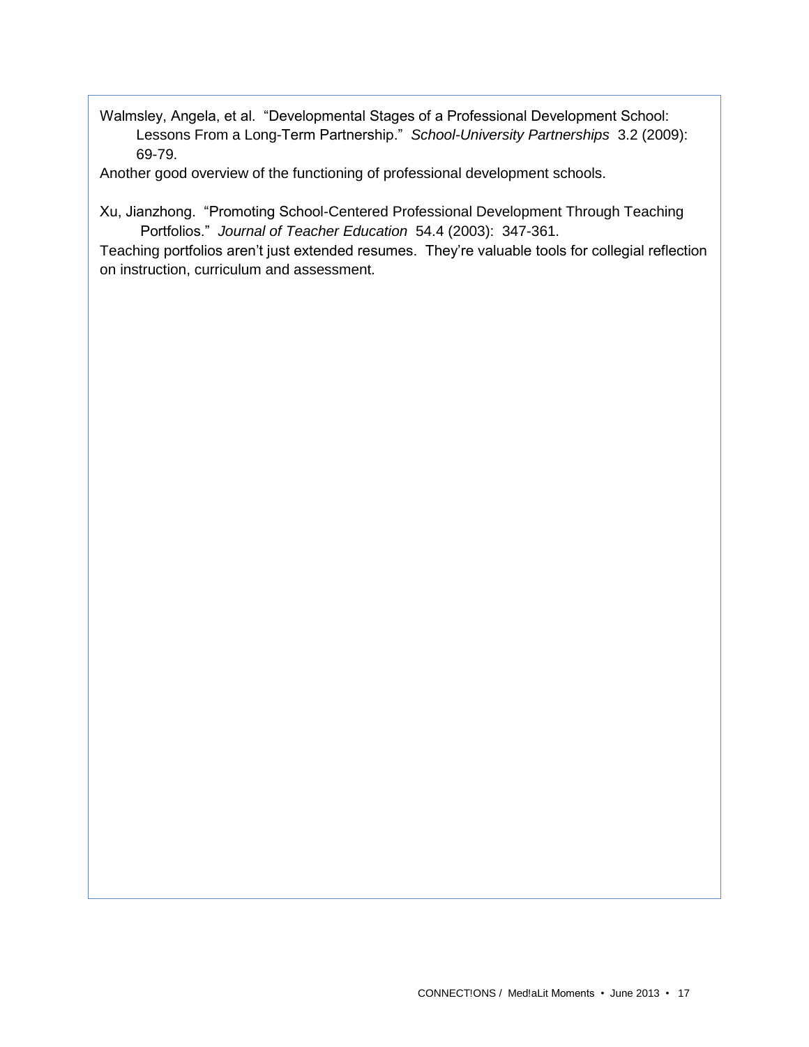Walmsley, Angela, et al. "Developmental Stages of a Professional Development School: Lessons From a Long-Term Partnership." *School-University Partnerships* 3.2 (2009): 69-79.

Another good overview of the functioning of professional development schools.

Xu, Jianzhong. "Promoting School-Centered Professional Development Through Teaching Portfolios." *Journal of Teacher Education* 54.4 (2003): 347-361.

Teaching portfolios aren't just extended resumes. They're valuable tools for collegial reflection on instruction, curriculum and assessment.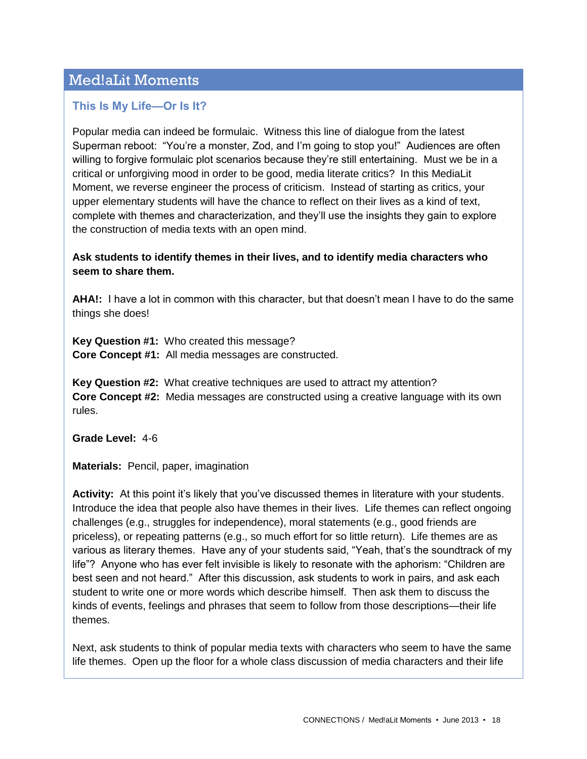## Med!aLit Moments

### This Is My Life—Or Is It?

Popular media can indeed be formulaic. Witness this line of dialogue from the latest Superman reboot: "You're a monster, Zod, and I'm going to stop you!" Audiences are often willing to forgive formulaic plot scenarios because they're still entertaining. Must we be in a critical or unforgiving mood in order to be good, media literate critics? In this MediaLit Moment, we reverse engineer the process of criticism. Instead of starting as critics, your upper elementary students will have the chance to reflect on their lives as a kind of text, complete with themes and characterization, and they'll use the insights they gain to explore the construction of media texts with an open mind.

**Ask students to identify themes in their lives, and to identify media characters who seem to share them.**

**AHA!:** I have a lot in common with this character, but that doesn't mean I have to do the same things she does!

**Key Question #1:** Who created this message?
**Core Concept #1:** All media messages are constructed.

**Key Question #2:** What creative techniques are used to attract my attention?
**Core Concept #2:** Media messages are constructed using a creative language with its own rules.

**Grade Level:** 4-6

**Materials:** Pencil, paper, imagination

**Activity:** At this point it's likely that you've discussed themes in literature with your students. Introduce the idea that people also have themes in their lives. Life themes can reflect ongoing challenges (e.g., struggles for independence), moral statements (e.g., good friends are priceless), or repeating patterns (e.g., so much effort for so little return). Life themes are as various as literary themes. Have any of your students said, "Yeah, that's the soundtrack of my life"? Anyone who has ever felt invisible is likely to resonate with the aphorism: "Children are best seen and not heard." After this discussion, ask students to work in pairs, and ask each student to write one or more words which describe himself. Then ask them to discuss the kinds of events, feelings and phrases that seem to follow from those descriptions—their life themes.

Next, ask students to think of popular media texts with characters who seem to have the same life themes. Open up the floor for a whole class discussion of media characters and their life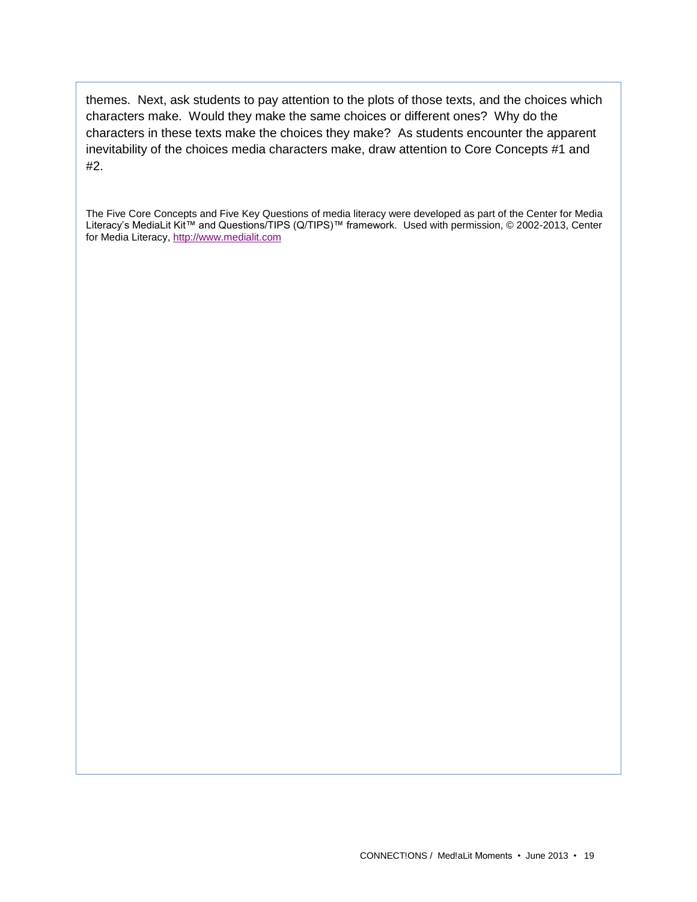themes. Next, ask students to pay attention to the plots of those texts, and the choices which characters make. Would they make the same choices or different ones? Why do the characters in these texts make the choices they make? As students encounter the apparent inevitability of the choices media characters make, draw attention to Core Concepts #1 and #2.

The Five Core Concepts and Five Key Questions of media literacy were developed as part of the Center for Media Literacy's MediaLit Kit™ and Questions/TIPS (Q/TIPS)™ framework. Used with permission, © 2002-2013, Center for Media Literacy, http://www.medialit.com